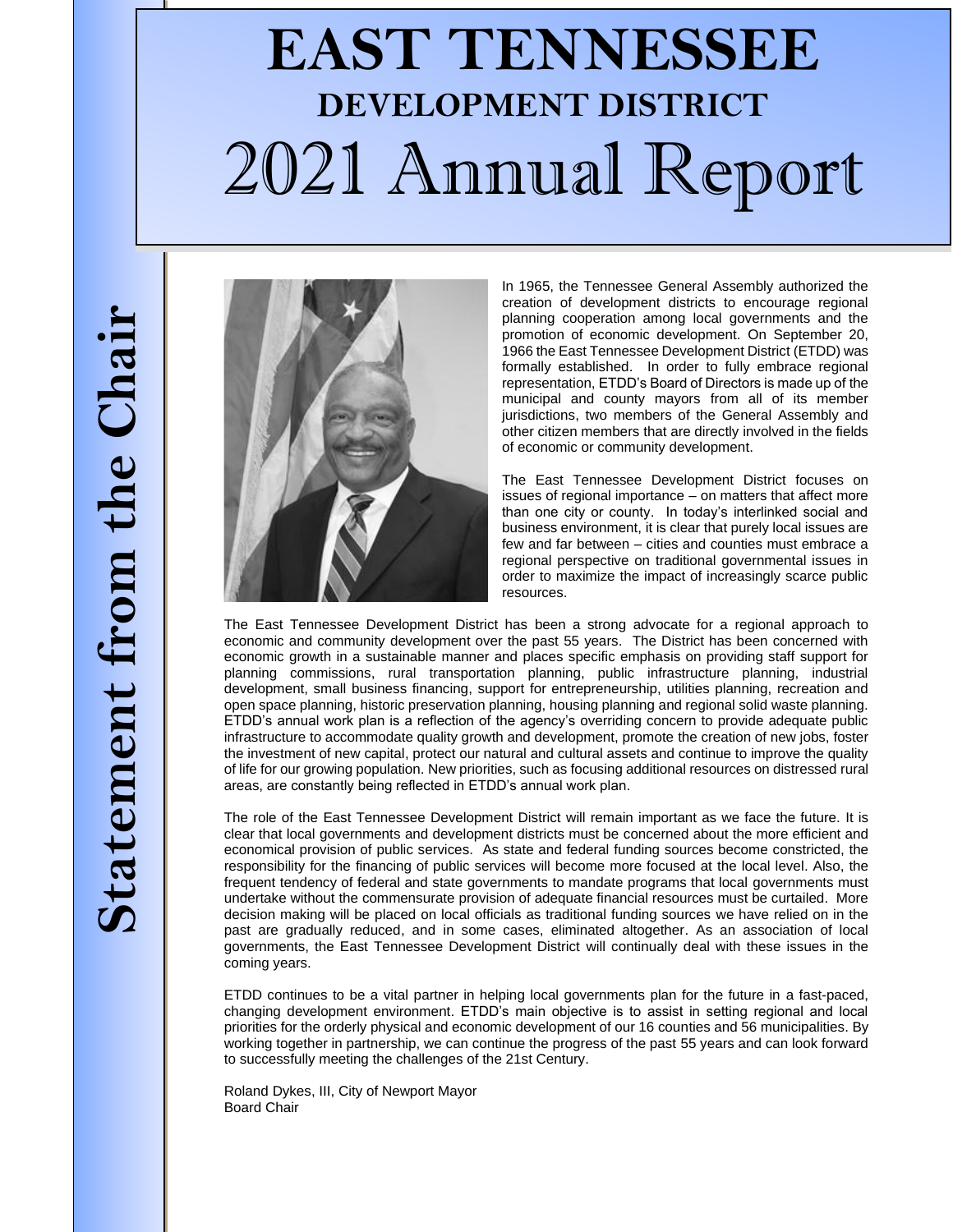# EAST TENNESSEE

## DEVELOPMENT DISTRICT

# 2021 Annual Report

## Statement from the Chair

In 1965, the Tennessee General Assembly authorized the creation of development districts to encourage regional planning cooperation among local governments and the promotion of economic development. On September 20, 1966 the East Tennessee Development District (ETDD) was formally established. In order to fully embrace regional representation, ETDD's Board of Directors is made up of the municipal and county mayors from all of its member jurisdictions, two members of the General Assembly and other citizen members that are directly involved in the fields of economic or community development.

The East Tennessee Development District focuses on issues of regional importance – on matters that affect more than one city or county. In today's interlinked social and business environment, it is clear that purely local issues are few and far between – cities and counties must embrace a regional perspective on traditional governmental issues in order to maximize the impact of increasingly scarce public resources.

The East Tennessee Development District has been a strong advocate for a regional approach to economic and community development over the past 55 years. The District has been concerned with economic growth in a sustainable manner and places specific emphasis on providing staff support for planning commissions, rural transportation planning, public infrastructure planning, industrial development, small business financing, support for entrepreneurship, utilities planning, recreation and open space planning, historic preservation planning, housing planning and regional solid waste planning. ETDD's annual work plan is a reflection of the agency's overriding concern to provide adequate public infrastructure to accommodate quality growth and development, promote the creation of new jobs, foster the investment of new capital, protect our natural and cultural assets and continue to improve the quality of life for our growing population. New priorities, such as focusing additional resources on distressed rural areas, are constantly being reflected in ETDD's annual work plan.

The role of the East Tennessee Development District will remain important as we face the future. It is clear that local governments and development districts must be concerned about the more efficient and economical provision of public services. As state and federal funding sources become constricted, the responsibility for the financing of public services will become more focused at the local level. Also, the frequent tendency of federal and state governments to mandate programs that local governments must undertake without the commensurate provision of adequate financial resources must be curtailed. More decision making will be placed on local officials as traditional funding sources we have relied on in the past are gradually reduced, and in some cases, eliminated altogether. As an association of local governments, the East Tennessee Development District will continually deal with these issues in the coming years.

ETDD continues to be a vital partner in helping local governments plan for the future in a fast-paced, changing development environment. ETDD's main objective is to assist in setting regional and local priorities for the orderly physical and economic development of our 16 counties and 56 municipalities. By working together in partnership, we can continue the progress of the past 55 years and can look forward to successfully meeting the challenges of the 21st Century.

Roland Dykes, III, City of Newport Mayor
Board Chair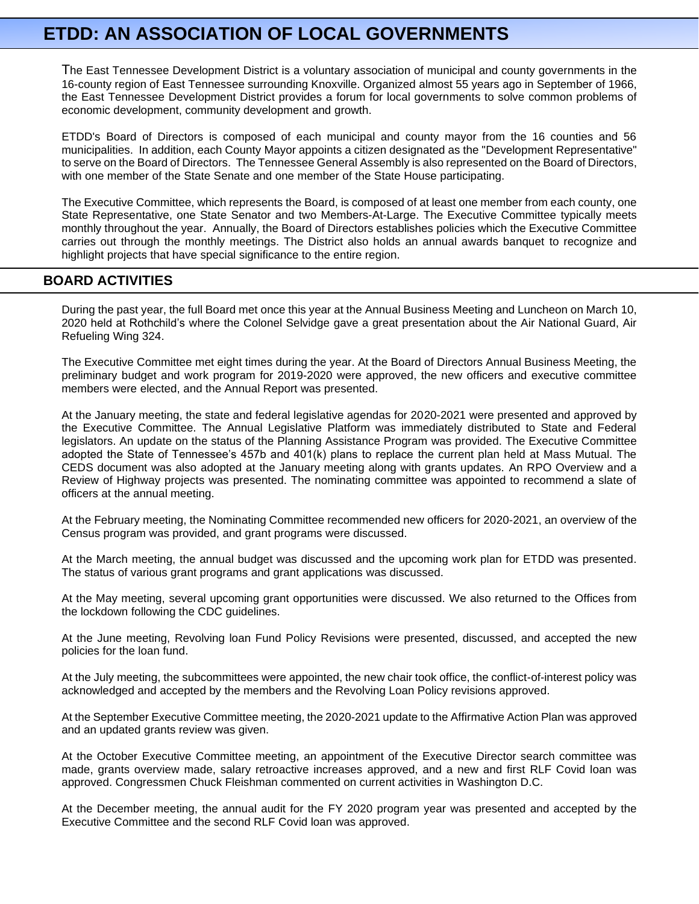# ETDD: AN ASSOCIATION OF LOCAL GOVERNMENTS

The East Tennessee Development District is a voluntary association of municipal and county governments in the 16-county region of East Tennessee surrounding Knoxville. Organized almost 55 years ago in September of 1966, the East Tennessee Development District provides a forum for local governments to solve common problems of economic development, community development and growth.

ETDD's Board of Directors is composed of each municipal and county mayor from the 16 counties and 56 municipalities. In addition, each County Mayor appoints a citizen designated as the "Development Representative" to serve on the Board of Directors. The Tennessee General Assembly is also represented on the Board of Directors, with one member of the State Senate and one member of the State House participating.

The Executive Committee, which represents the Board, is composed of at least one member from each county, one State Representative, one State Senator and two Members-At-Large. The Executive Committee typically meets monthly throughout the year. Annually, the Board of Directors establishes policies which the Executive Committee carries out through the monthly meetings. The District also holds an annual awards banquet to recognize and highlight projects that have special significance to the entire region.

## BOARD ACTIVITIES

During the past year, the full Board met once this year at the Annual Business Meeting and Luncheon on March 10, 2020 held at Rothchild's where the Colonel Selvidge gave a great presentation about the Air National Guard, Air Refueling Wing 324.

The Executive Committee met eight times during the year. At the Board of Directors Annual Business Meeting, the preliminary budget and work program for 2019-2020 were approved, the new officers and executive committee members were elected, and the Annual Report was presented.

At the January meeting, the state and federal legislative agendas for 2020-2021 were presented and approved by the Executive Committee. The Annual Legislative Platform was immediately distributed to State and Federal legislators. An update on the status of the Planning Assistance Program was provided. The Executive Committee adopted the State of Tennessee's 457b and 401(k) plans to replace the current plan held at Mass Mutual. The CEDS document was also adopted at the January meeting along with grants updates. An RPO Overview and a Review of Highway projects was presented. The nominating committee was appointed to recommend a slate of officers at the annual meeting.

At the February meeting, the Nominating Committee recommended new officers for 2020-2021, an overview of the Census program was provided, and grant programs were discussed.

At the March meeting, the annual budget was discussed and the upcoming work plan for ETDD was presented. The status of various grant programs and grant applications was discussed.

At the May meeting, several upcoming grant opportunities were discussed. We also returned to the Offices from the lockdown following the CDC guidelines.

At the June meeting, Revolving loan Fund Policy Revisions were presented, discussed, and accepted the new policies for the loan fund.

At the July meeting, the subcommittees were appointed, the new chair took office, the conflict-of-interest policy was acknowledged and accepted by the members and the Revolving Loan Policy revisions approved.

At the September Executive Committee meeting, the 2020-2021 update to the Affirmative Action Plan was approved and an updated grants review was given.

At the October Executive Committee meeting, an appointment of the Executive Director search committee was made, grants overview made, salary retroactive increases approved, and a new and first RLF Covid loan was approved. Congressmen Chuck Fleishman commented on current activities in Washington D.C.

At the December meeting, the annual audit for the FY 2020 program year was presented and accepted by the Executive Committee and the second RLF Covid loan was approved.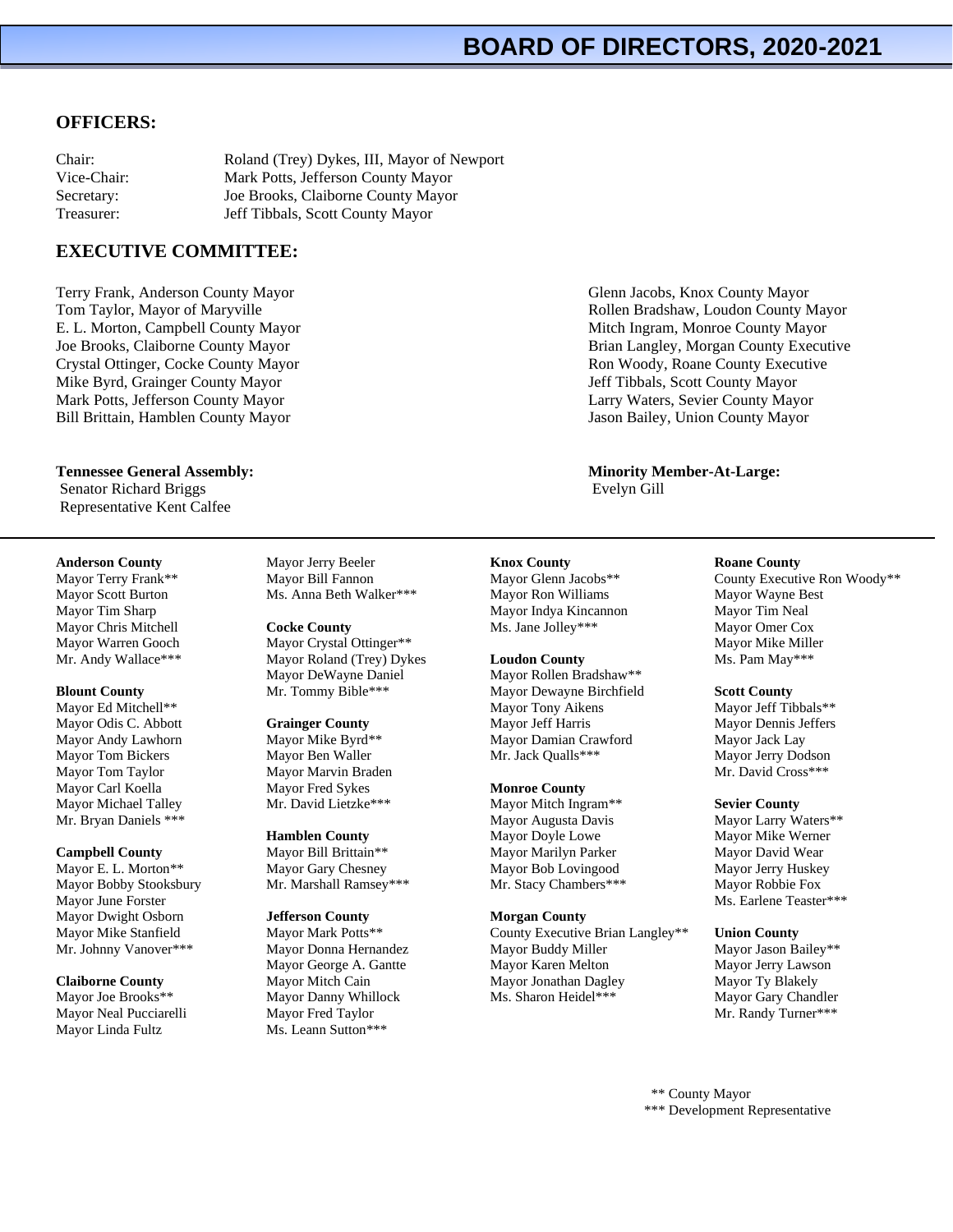# BOARD OF DIRECTORS, 2020-2021

## OFFICERS:

| | |
|---|---|
| Chair: | Roland (Trey) Dykes, III, Mayor of Newport |
| Vice-Chair: | Mark Potts, Jefferson County Mayor |
| Secretary: | Joe Brooks, Claiborne County Mayor |
| Treasurer: | Jeff Tibbals, Scott County Mayor |

## EXECUTIVE COMMITTEE:

Terry Frank, Anderson County Mayor
Tom Taylor, Mayor of Maryville
E. L. Morton, Campbell County Mayor
Joe Brooks, Claiborne County Mayor
Crystal Ottinger, Cocke County Mayor
Mike Byrd, Grainger County Mayor
Mark Potts, Jefferson County Mayor
Bill Brittain, Hamblen County Mayor
Glenn Jacobs, Knox County Mayor
Rollen Bradshaw, Loudon County Mayor
Mitch Ingram, Monroe County Mayor
Brian Langley, Morgan County Executive
Ron Woody, Roane County Executive
Jeff Tibbals, Scott County Mayor
Larry Waters, Sevier County Mayor
Jason Bailey, Union County Mayor

**Tennessee General Assembly:**
Senator Richard Briggs
Representative Kent Calfee

**Minority Member-At-Large:**
Evelyn Gill

---

**Anderson County**
Mayor Terry Frank**
Mayor Scott Burton
Mayor Tim Sharp
Mayor Chris Mitchell
Mayor Warren Gooch
Mr. Andy Wallace***

**Blount County**
Mayor Ed Mitchell**
Mayor Odis C. Abbott
Mayor Andy Lawhorn
Mayor Tom Bickers
Mayor Tom Taylor
Mayor Carl Koella
Mayor Michael Talley
Mr. Bryan Daniels ***

**Campbell County**
Mayor E. L. Morton**
Mayor Bobby Stooksbury
Mayor June Forster
Mayor Dwight Osborn
Mayor Mike Stanfield
Mr. Johnny Vanover***

**Claiborne County**
Mayor Joe Brooks**
Mayor Neal Pucciarelli
Mayor Linda Fultz
Mayor Jerry Beeler
Mayor Bill Fannon
Ms. Anna Beth Walker***

**Cocke County**
Mayor Crystal Ottinger**
Mayor Roland (Trey) Dykes
Mayor DeWayne Daniel
Mr. Tommy Bible***

**Grainger County**
Mayor Mike Byrd**
Mayor Ben Waller
Mayor Marvin Braden
Mayor Fred Sykes
Mr. David Lietzke***

**Hamblen County**
Mayor Bill Brittain**
Mayor Gary Chesney
Mr. Marshall Ramsey***

**Jefferson County**
Mayor Mark Potts**
Mayor Donna Hernandez
Mayor George A. Gantte
Mayor Mitch Cain
Mayor Danny Whillock
Mayor Fred Taylor
Ms. Leann Sutton***

**Knox County**
Mayor Glenn Jacobs**
Mayor Ron Williams
Mayor Indya Kincannon
Ms. Jane Jolley***

**Loudon County**
Mayor Rollen Bradshaw**
Mayor Dewayne Birchfield
Mayor Tony Aikens
Mayor Jeff Harris
Mayor Damian Crawford
Mr. Jack Qualls***

**Monroe County**
Mayor Mitch Ingram**
Mayor Augusta Davis
Mayor Doyle Lowe
Mayor Marilyn Parker
Mayor Bob Lovingood
Mr. Stacy Chambers***

**Morgan County**
County Executive Brian Langley**
Mayor Buddy Miller
Mayor Karen Melton
Mayor Jonathan Dagley
Ms. Sharon Heidel***

**Roane County**
County Executive Ron Woody**
Mayor Wayne Best
Mayor Tim Neal
Mayor Omer Cox
Mayor Mike Miller
Ms. Pam May***

**Scott County**
Mayor Jeff Tibbals**
Mayor Dennis Jeffers
Mayor Jack Lay
Mayor Jerry Dodson
Mr. David Cross***

**Sevier County**
Mayor Larry Waters**
Mayor Mike Werner
Mayor David Wear
Mayor Jerry Huskey
Mayor Robbie Fox
Ms. Earlene Teaster***

**Union County**
Mayor Jason Bailey**
Mayor Jerry Lawson
Mayor Ty Blakely
Mayor Gary Chandler
Mr. Randy Turner***

** County Mayor
*** Development Representative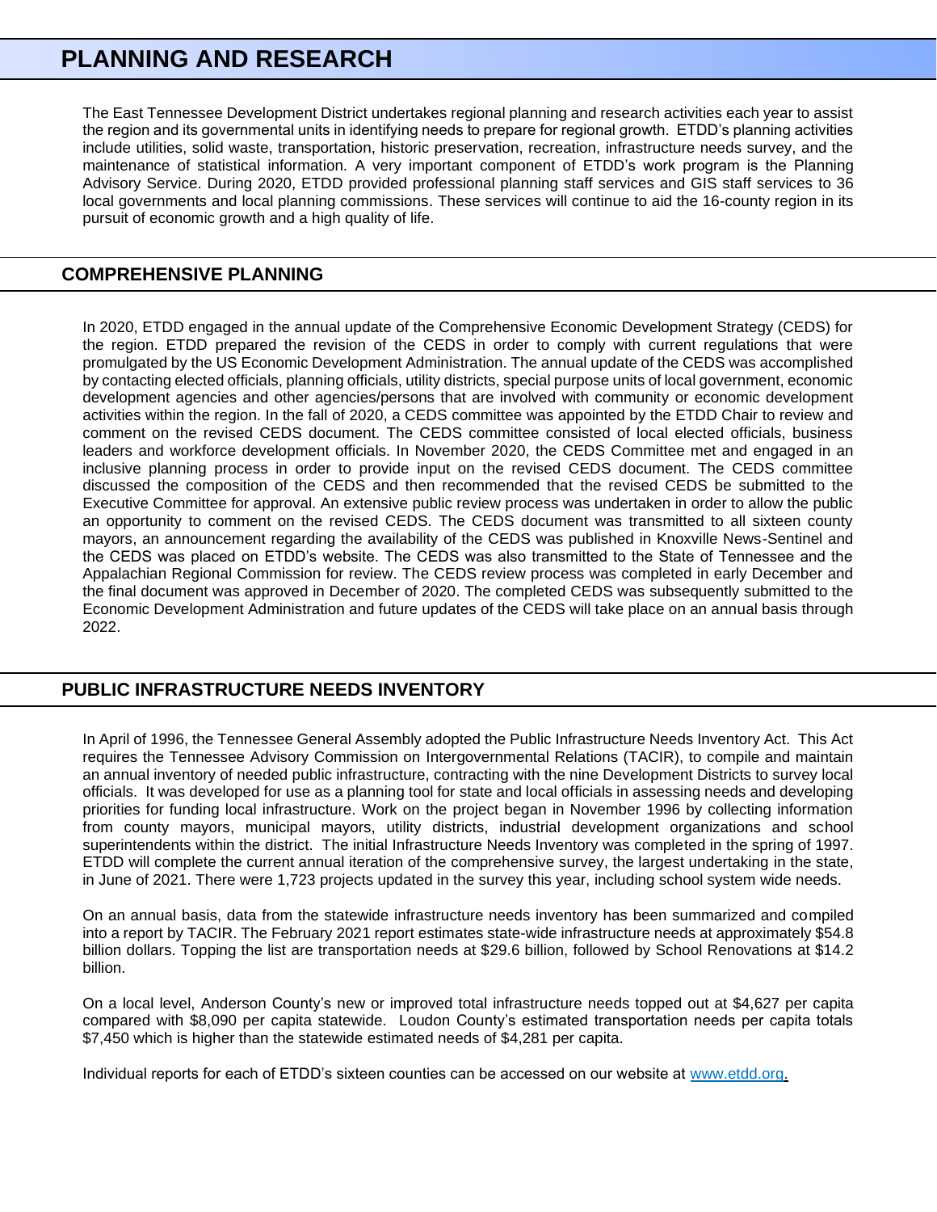# PLANNING AND RESEARCH

The East Tennessee Development District undertakes regional planning and research activities each year to assist the region and its governmental units in identifying needs to prepare for regional growth. ETDD's planning activities include utilities, solid waste, transportation, historic preservation, recreation, infrastructure needs survey, and the maintenance of statistical information. A very important component of ETDD's work program is the Planning Advisory Service. During 2020, ETDD provided professional planning staff services and GIS staff services to 36 local governments and local planning commissions. These services will continue to aid the 16-county region in its pursuit of economic growth and a high quality of life.

## COMPREHENSIVE PLANNING

In 2020, ETDD engaged in the annual update of the Comprehensive Economic Development Strategy (CEDS) for the region. ETDD prepared the revision of the CEDS in order to comply with current regulations that were promulgated by the US Economic Development Administration. The annual update of the CEDS was accomplished by contacting elected officials, planning officials, utility districts, special purpose units of local government, economic development agencies and other agencies/persons that are involved with community or economic development activities within the region. In the fall of 2020, a CEDS committee was appointed by the ETDD Chair to review and comment on the revised CEDS document. The CEDS committee consisted of local elected officials, business leaders and workforce development officials. In November 2020, the CEDS Committee met and engaged in an inclusive planning process in order to provide input on the revised CEDS document. The CEDS committee discussed the composition of the CEDS and then recommended that the revised CEDS be submitted to the Executive Committee for approval. An extensive public review process was undertaken in order to allow the public an opportunity to comment on the revised CEDS. The CEDS document was transmitted to all sixteen county mayors, an announcement regarding the availability of the CEDS was published in Knoxville News-Sentinel and the CEDS was placed on ETDD's website. The CEDS was also transmitted to the State of Tennessee and the Appalachian Regional Commission for review. The CEDS review process was completed in early December and the final document was approved in December of 2020. The completed CEDS was subsequently submitted to the Economic Development Administration and future updates of the CEDS will take place on an annual basis through 2022.

## PUBLIC INFRASTRUCTURE NEEDS INVENTORY

In April of 1996, the Tennessee General Assembly adopted the Public Infrastructure Needs Inventory Act. This Act requires the Tennessee Advisory Commission on Intergovernmental Relations (TACIR), to compile and maintain an annual inventory of needed public infrastructure, contracting with the nine Development Districts to survey local officials. It was developed for use as a planning tool for state and local officials in assessing needs and developing priorities for funding local infrastructure. Work on the project began in November 1996 by collecting information from county mayors, municipal mayors, utility districts, industrial development organizations and school superintendents within the district. The initial Infrastructure Needs Inventory was completed in the spring of 1997. ETDD will complete the current annual iteration of the comprehensive survey, the largest undertaking in the state, in June of 2021. There were 1,723 projects updated in the survey this year, including school system wide needs.

On an annual basis, data from the statewide infrastructure needs inventory has been summarized and compiled into a report by TACIR. The February 2021 report estimates state-wide infrastructure needs at approximately $54.8 billion dollars. Topping the list are transportation needs at $29.6 billion, followed by School Renovations at $14.2 billion.

On a local level, Anderson County's new or improved total infrastructure needs topped out at $4,627 per capita compared with $8,090 per capita statewide. Loudon County's estimated transportation needs per capita totals $7,450 which is higher than the statewide estimated needs of $4,281 per capita.

Individual reports for each of ETDD's sixteen counties can be accessed on our website at [www.etdd.org](http://www.etdd.org).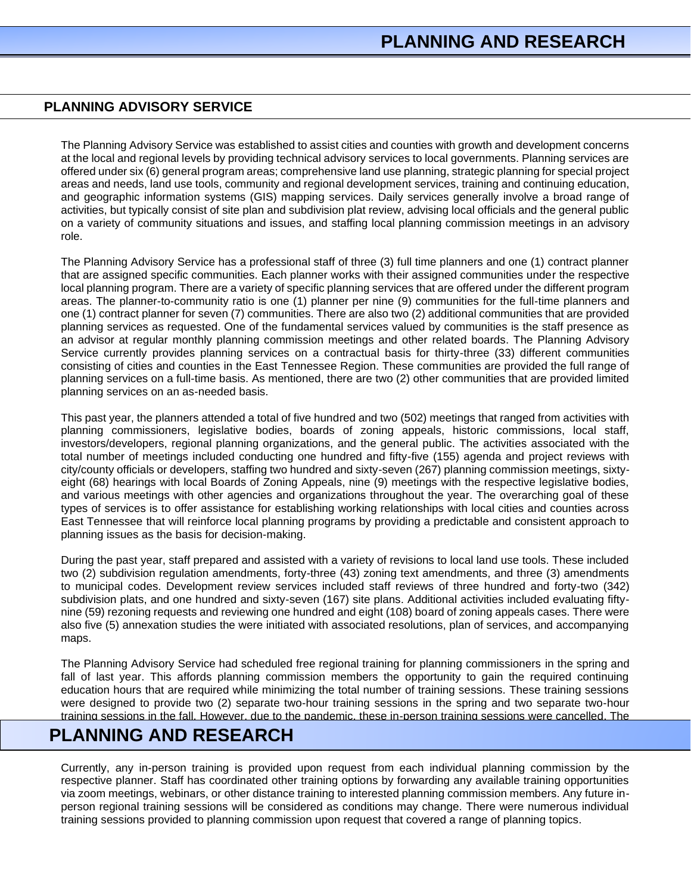## PLANNING ADVISORY SERVICE

The Planning Advisory Service was established to assist cities and counties with growth and development concerns at the local and regional levels by providing technical advisory services to local governments. Planning services are offered under six (6) general program areas; comprehensive land use planning, strategic planning for special project areas and needs, land use tools, community and regional development services, training and continuing education, and geographic information systems (GIS) mapping services. Daily services generally involve a broad range of activities, but typically consist of site plan and subdivision plat review, advising local officials and the general public on a variety of community situations and issues, and staffing local planning commission meetings in an advisory role.

The Planning Advisory Service has a professional staff of three (3) full time planners and one (1) contract planner that are assigned specific communities. Each planner works with their assigned communities under the respective local planning program. There are a variety of specific planning services that are offered under the different program areas. The planner-to-community ratio is one (1) planner per nine (9) communities for the full-time planners and one (1) contract planner for seven (7) communities. There are also two (2) additional communities that are provided planning services as requested. One of the fundamental services valued by communities is the staff presence as an advisor at regular monthly planning commission meetings and other related boards. The Planning Advisory Service currently provides planning services on a contractual basis for thirty-three (33) different communities consisting of cities and counties in the East Tennessee Region. These communities are provided the full range of planning services on a full-time basis. As mentioned, there are two (2) other communities that are provided limited planning services on an as-needed basis.

This past year, the planners attended a total of five hundred and two (502) meetings that ranged from activities with planning commissioners, legislative bodies, boards of zoning appeals, historic commissions, local staff, investors/developers, regional planning organizations, and the general public. The activities associated with the total number of meetings included conducting one hundred and fifty-five (155) agenda and project reviews with city/county officials or developers, staffing two hundred and sixty-seven (267) planning commission meetings, sixty-eight (68) hearings with local Boards of Zoning Appeals, nine (9) meetings with the respective legislative bodies, and various meetings with other agencies and organizations throughout the year. The overarching goal of these types of services is to offer assistance for establishing working relationships with local cities and counties across East Tennessee that will reinforce local planning programs by providing a predictable and consistent approach to planning issues as the basis for decision-making.

During the past year, staff prepared and assisted with a variety of revisions to local land use tools. These included two (2) subdivision regulation amendments, forty-three (43) zoning text amendments, and three (3) amendments to municipal codes. Development review services included staff reviews of three hundred and forty-two (342) subdivision plats, and one hundred and sixty-seven (167) site plans. Additional activities included evaluating fifty-nine (59) rezoning requests and reviewing one hundred and eight (108) board of zoning appeals cases. There were also five (5) annexation studies the were initiated with associated resolutions, plan of services, and accompanying maps.

The Planning Advisory Service had scheduled free regional training for planning commissioners in the spring and fall of last year. This affords planning commission members the opportunity to gain the required continuing education hours that are required while minimizing the total number of training sessions. These training sessions were designed to provide two (2) separate two-hour training sessions in the spring and two separate two-hour training sessions in the fall. However, due to the pandemic, these in-person training sessions were cancelled. The

Currently, any in-person training is provided upon request from each individual planning commission by the respective planner. Staff has coordinated other training options by forwarding any available training opportunities via zoom meetings, webinars, or other distance training to interested planning commission members. Any future in-person regional training sessions will be considered as conditions may change. There were numerous individual training sessions provided to planning commission upon request that covered a range of planning topics.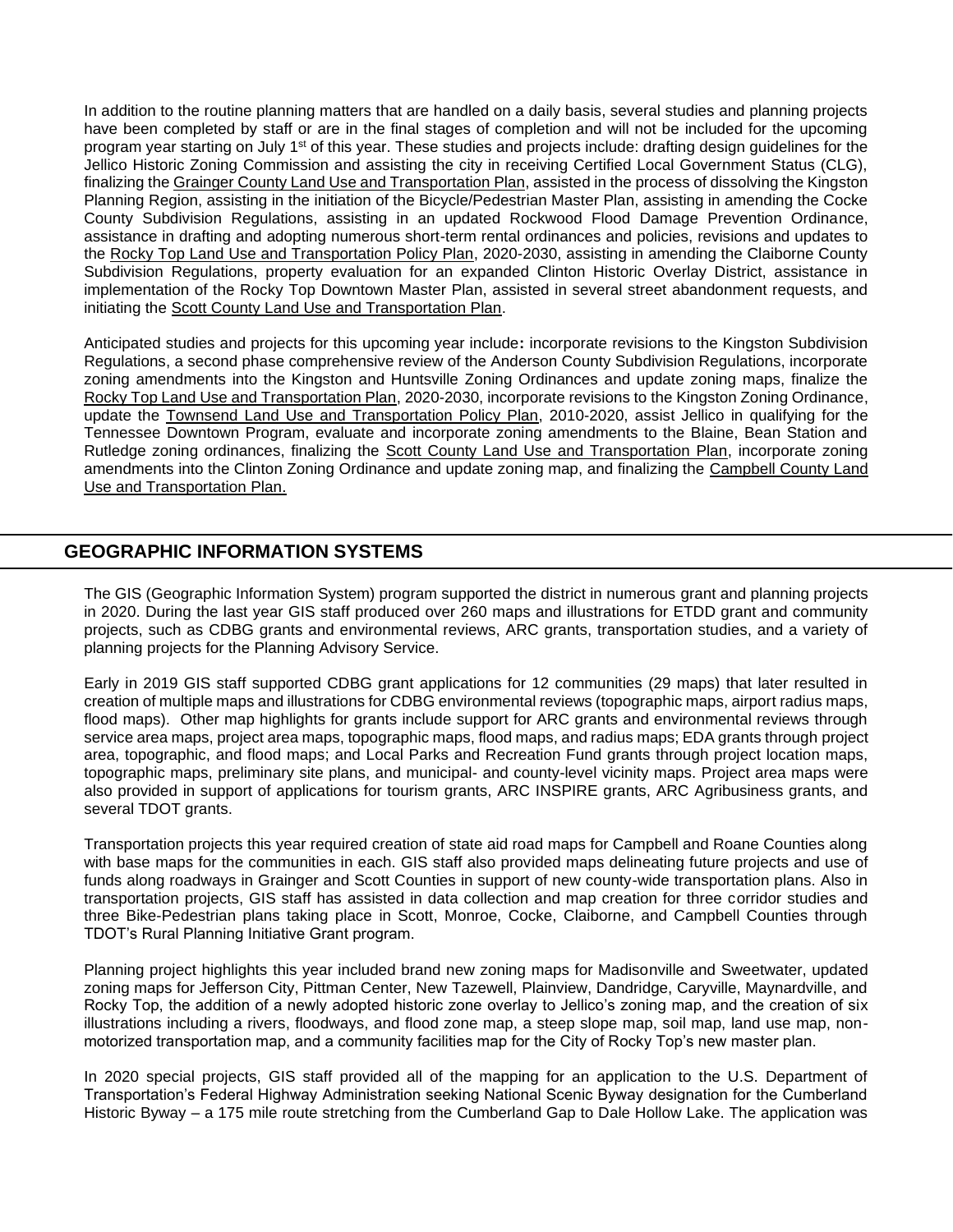In addition to the routine planning matters that are handled on a daily basis, several studies and planning projects have been completed by staff or are in the final stages of completion and will not be included for the upcoming program year starting on July 1st of this year. These studies and projects include: drafting design guidelines for the Jellico Historic Zoning Commission and assisting the city in receiving Certified Local Government Status (CLG), finalizing the Grainger County Land Use and Transportation Plan, assisted in the process of dissolving the Kingston Planning Region, assisting in the initiation of the Bicycle/Pedestrian Master Plan, assisting in amending the Cocke County Subdivision Regulations, assisting in an updated Rockwood Flood Damage Prevention Ordinance, assistance in drafting and adopting numerous short-term rental ordinances and policies, revisions and updates to the Rocky Top Land Use and Transportation Policy Plan, 2020-2030, assisting in amending the Claiborne County Subdivision Regulations, property evaluation for an expanded Clinton Historic Overlay District, assistance in implementation of the Rocky Top Downtown Master Plan, assisted in several street abandonment requests, and initiating the Scott County Land Use and Transportation Plan.

Anticipated studies and projects for this upcoming year include**:** incorporate revisions to the Kingston Subdivision Regulations, a second phase comprehensive review of the Anderson County Subdivision Regulations, incorporate zoning amendments into the Kingston and Huntsville Zoning Ordinances and update zoning maps, finalize the Rocky Top Land Use and Transportation Plan, 2020-2030, incorporate revisions to the Kingston Zoning Ordinance, update the Townsend Land Use and Transportation Policy Plan, 2010-2020, assist Jellico in qualifying for the Tennessee Downtown Program, evaluate and incorporate zoning amendments to the Blaine, Bean Station and Rutledge zoning ordinances, finalizing the Scott County Land Use and Transportation Plan, incorporate zoning amendments into the Clinton Zoning Ordinance and update zoning map, and finalizing the Campbell County Land Use and Transportation Plan.

## GEOGRAPHIC INFORMATION SYSTEMS

The GIS (Geographic Information System) program supported the district in numerous grant and planning projects in 2020. During the last year GIS staff produced over 260 maps and illustrations for ETDD grant and community projects, such as CDBG grants and environmental reviews, ARC grants, transportation studies, and a variety of planning projects for the Planning Advisory Service.

Early in 2019 GIS staff supported CDBG grant applications for 12 communities (29 maps) that later resulted in creation of multiple maps and illustrations for CDBG environmental reviews (topographic maps, airport radius maps, flood maps). Other map highlights for grants include support for ARC grants and environmental reviews through service area maps, project area maps, topographic maps, flood maps, and radius maps; EDA grants through project area, topographic, and flood maps; and Local Parks and Recreation Fund grants through project location maps, topographic maps, preliminary site plans, and municipal- and county-level vicinity maps. Project area maps were also provided in support of applications for tourism grants, ARC INSPIRE grants, ARC Agribusiness grants, and several TDOT grants.

Transportation projects this year required creation of state aid road maps for Campbell and Roane Counties along with base maps for the communities in each. GIS staff also provided maps delineating future projects and use of funds along roadways in Grainger and Scott Counties in support of new county-wide transportation plans. Also in transportation projects, GIS staff has assisted in data collection and map creation for three corridor studies and three Bike-Pedestrian plans taking place in Scott, Monroe, Cocke, Claiborne, and Campbell Counties through TDOT's Rural Planning Initiative Grant program.

Planning project highlights this year included brand new zoning maps for Madisonville and Sweetwater, updated zoning maps for Jefferson City, Pittman Center, New Tazewell, Plainview, Dandridge, Caryville, Maynardville, and Rocky Top, the addition of a newly adopted historic zone overlay to Jellico's zoning map, and the creation of six illustrations including a rivers, floodways, and flood zone map, a steep slope map, soil map, land use map, non-motorized transportation map, and a community facilities map for the City of Rocky Top's new master plan.

In 2020 special projects, GIS staff provided all of the mapping for an application to the U.S. Department of Transportation's Federal Highway Administration seeking National Scenic Byway designation for the Cumberland Historic Byway – a 175 mile route stretching from the Cumberland Gap to Dale Hollow Lake. The application was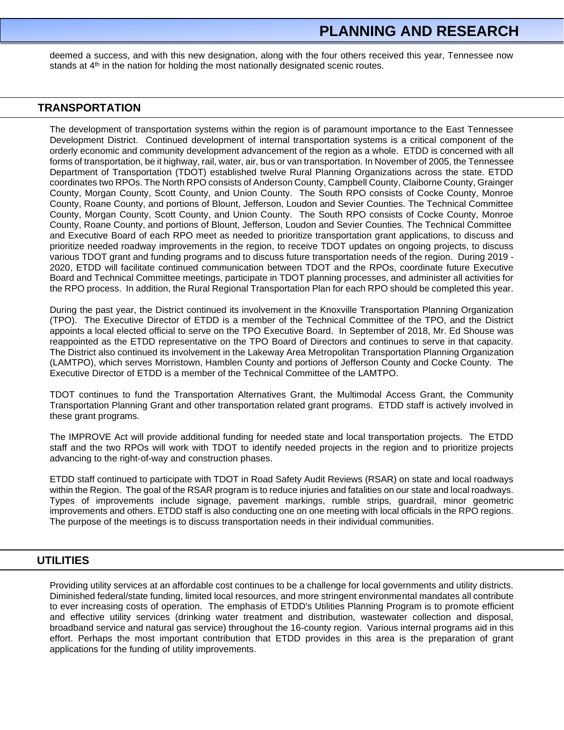deemed a success, and with this new designation, along with the four others received this year, Tennessee now stands at 4th in the nation for holding the most nationally designated scenic routes.

## TRANSPORTATION

The development of transportation systems within the region is of paramount importance to the East Tennessee Development District. Continued development of internal transportation systems is a critical component of the orderly economic and community development advancement of the region as a whole. ETDD is concerned with all forms of transportation, be it highway, rail, water, air, bus or van transportation. In November of 2005, the Tennessee Department of Transportation (TDOT) established twelve Rural Planning Organizations across the state. ETDD coordinates two RPOs. The North RPO consists of Anderson County, Campbell County, Claiborne County, Grainger County, Morgan County, Scott County, and Union County. The South RPO consists of Cocke County, Monroe County, Roane County, and portions of Blount, Jefferson, Loudon and Sevier Counties. The Technical Committee County, Morgan County, Scott County, and Union County. The South RPO consists of Cocke County, Monroe County, Roane County, and portions of Blount, Jefferson, Loudon and Sevier Counties. The Technical Committee and Executive Board of each RPO meet as needed to prioritize transportation grant applications, to discuss and prioritize needed roadway improvements in the region, to receive TDOT updates on ongoing projects, to discuss various TDOT grant and funding programs and to discuss future transportation needs of the region. During 2019 - 2020, ETDD will facilitate continued communication between TDOT and the RPOs, coordinate future Executive Board and Technical Committee meetings, participate in TDOT planning processes, and administer all activities for the RPO process. In addition, the Rural Regional Transportation Plan for each RPO should be completed this year.

During the past year, the District continued its involvement in the Knoxville Transportation Planning Organization (TPO). The Executive Director of ETDD is a member of the Technical Committee of the TPO, and the District appoints a local elected official to serve on the TPO Executive Board. In September of 2018, Mr. Ed Shouse was reappointed as the ETDD representative on the TPO Board of Directors and continues to serve in that capacity. The District also continued its involvement in the Lakeway Area Metropolitan Transportation Planning Organization (LAMTPO), which serves Morristown, Hamblen County and portions of Jefferson County and Cocke County. The Executive Director of ETDD is a member of the Technical Committee of the LAMTPO.

TDOT continues to fund the Transportation Alternatives Grant, the Multimodal Access Grant, the Community Transportation Planning Grant and other transportation related grant programs. ETDD staff is actively involved in these grant programs.

The IMPROVE Act will provide additional funding for needed state and local transportation projects. The ETDD staff and the two RPOs will work with TDOT to identify needed projects in the region and to prioritize projects advancing to the right-of-way and construction phases.

ETDD staff continued to participate with TDOT in Road Safety Audit Reviews (RSAR) on state and local roadways within the Region. The goal of the RSAR program is to reduce injuries and fatalities on our state and local roadways. Types of improvements include signage, pavement markings, rumble strips, guardrail, minor geometric improvements and others. ETDD staff is also conducting one on one meeting with local officials in the RPO regions. The purpose of the meetings is to discuss transportation needs in their individual communities.

## UTILITIES

Providing utility services at an affordable cost continues to be a challenge for local governments and utility districts. Diminished federal/state funding, limited local resources, and more stringent environmental mandates all contribute to ever increasing costs of operation. The emphasis of ETDD's Utilities Planning Program is to promote efficient and effective utility services (drinking water treatment and distribution, wastewater collection and disposal, broadband service and natural gas service) throughout the 16-county region. Various internal programs aid in this effort. Perhaps the most important contribution that ETDD provides in this area is the preparation of grant applications for the funding of utility improvements.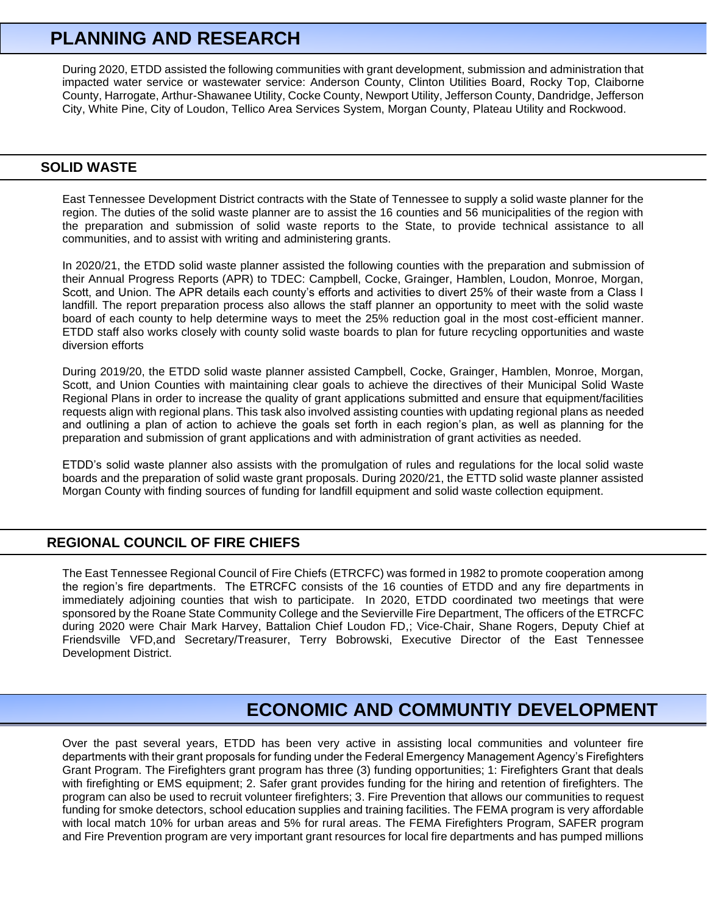# PLANNING AND RESEARCH

During 2020, ETDD assisted the following communities with grant development, submission and administration that impacted water service or wastewater service: Anderson County, Clinton Utilities Board, Rocky Top, Claiborne County, Harrogate, Arthur-Shawanee Utility, Cocke County, Newport Utility, Jefferson County, Dandridge, Jefferson City, White Pine, City of Loudon, Tellico Area Services System, Morgan County, Plateau Utility and Rockwood.

## SOLID WASTE

East Tennessee Development District contracts with the State of Tennessee to supply a solid waste planner for the region. The duties of the solid waste planner are to assist the 16 counties and 56 municipalities of the region with the preparation and submission of solid waste reports to the State, to provide technical assistance to all communities, and to assist with writing and administering grants.

In 2020/21, the ETDD solid waste planner assisted the following counties with the preparation and submission of their Annual Progress Reports (APR) to TDEC: Campbell, Cocke, Grainger, Hamblen, Loudon, Monroe, Morgan, Scott, and Union. The APR details each county's efforts and activities to divert 25% of their waste from a Class I landfill. The report preparation process also allows the staff planner an opportunity to meet with the solid waste board of each county to help determine ways to meet the 25% reduction goal in the most cost-efficient manner. ETDD staff also works closely with county solid waste boards to plan for future recycling opportunities and waste diversion efforts

During 2019/20, the ETDD solid waste planner assisted Campbell, Cocke, Grainger, Hamblen, Monroe, Morgan, Scott, and Union Counties with maintaining clear goals to achieve the directives of their Municipal Solid Waste Regional Plans in order to increase the quality of grant applications submitted and ensure that equipment/facilities requests align with regional plans. This task also involved assisting counties with updating regional plans as needed and outlining a plan of action to achieve the goals set forth in each region's plan, as well as planning for the preparation and submission of grant applications and with administration of grant activities as needed.

ETDD's solid waste planner also assists with the promulgation of rules and regulations for the local solid waste boards and the preparation of solid waste grant proposals. During 2020/21, the ETTD solid waste planner assisted Morgan County with finding sources of funding for landfill equipment and solid waste collection equipment.

## REGIONAL COUNCIL OF FIRE CHIEFS

The East Tennessee Regional Council of Fire Chiefs (ETRCFC) was formed in 1982 to promote cooperation among the region's fire departments. The ETRCFC consists of the 16 counties of ETDD and any fire departments in immediately adjoining counties that wish to participate. In 2020, ETDD coordinated two meetings that were sponsored by the Roane State Community College and the Sevierville Fire Department, The officers of the ETRCFC during 2020 were Chair Mark Harvey, Battalion Chief Loudon FD,; Vice-Chair, Shane Rogers, Deputy Chief at Friendsville VFD,and Secretary/Treasurer, Terry Bobrowski, Executive Director of the East Tennessee Development District.

# ECONOMIC AND COMMUNTIY DEVELOPMENT

Over the past several years, ETDD has been very active in assisting local communities and volunteer fire departments with their grant proposals for funding under the Federal Emergency Management Agency's Firefighters Grant Program. The Firefighters grant program has three (3) funding opportunities; 1: Firefighters Grant that deals with firefighting or EMS equipment; 2. Safer grant provides funding for the hiring and retention of firefighters. The program can also be used to recruit volunteer firefighters; 3. Fire Prevention that allows our communities to request funding for smoke detectors, school education supplies and training facilities. The FEMA program is very affordable with local match 10% for urban areas and 5% for rural areas. The FEMA Firefighters Program, SAFER program and Fire Prevention program are very important grant resources for local fire departments and has pumped millions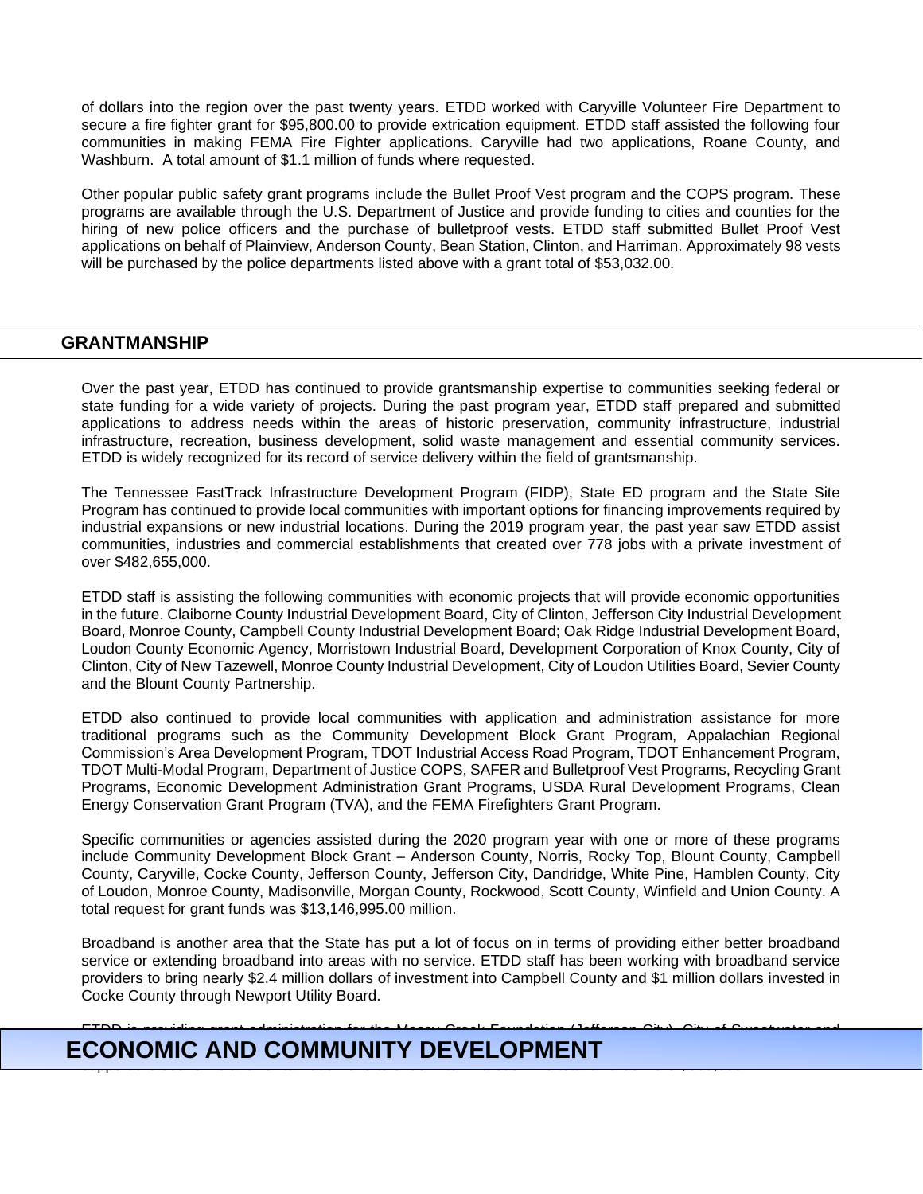of dollars into the region over the past twenty years. ETDD worked with Caryville Volunteer Fire Department to secure a fire fighter grant for $95,800.00 to provide extrication equipment. ETDD staff assisted the following four communities in making FEMA Fire Fighter applications. Caryville had two applications, Roane County, and Washburn. A total amount of $1.1 million of funds where requested.

Other popular public safety grant programs include the Bullet Proof Vest program and the COPS program. These programs are available through the U.S. Department of Justice and provide funding to cities and counties for the hiring of new police officers and the purchase of bulletproof vests. ETDD staff submitted Bullet Proof Vest applications on behalf of Plainview, Anderson County, Bean Station, Clinton, and Harriman. Approximately 98 vests will be purchased by the police departments listed above with a grant total of $53,032.00.

## GRANTMANSHIP

Over the past year, ETDD has continued to provide grantsmanship expertise to communities seeking federal or state funding for a wide variety of projects. During the past program year, ETDD staff prepared and submitted applications to address needs within the areas of historic preservation, community infrastructure, industrial infrastructure, recreation, business development, solid waste management and essential community services. ETDD is widely recognized for its record of service delivery within the field of grantsmanship.

The Tennessee FastTrack Infrastructure Development Program (FIDP), State ED program and the State Site Program has continued to provide local communities with important options for financing improvements required by industrial expansions or new industrial locations. During the 2019 program year, the past year saw ETDD assist communities, industries and commercial establishments that created over 778 jobs with a private investment of over $482,655,000.

ETDD staff is assisting the following communities with economic projects that will provide economic opportunities in the future. Claiborne County Industrial Development Board, City of Clinton, Jefferson City Industrial Development Board, Monroe County, Campbell County Industrial Development Board; Oak Ridge Industrial Development Board, Loudon County Economic Agency, Morristown Industrial Board, Development Corporation of Knox County, City of Clinton, City of New Tazewell, Monroe County Industrial Development, City of Loudon Utilities Board, Sevier County and the Blount County Partnership.

ETDD also continued to provide local communities with application and administration assistance for more traditional programs such as the Community Development Block Grant Program, Appalachian Regional Commission's Area Development Program, TDOT Industrial Access Road Program, TDOT Enhancement Program, TDOT Multi-Modal Program, Department of Justice COPS, SAFER and Bulletproof Vest Programs, Recycling Grant Programs, Economic Development Administration Grant Programs, USDA Rural Development Programs, Clean Energy Conservation Grant Program (TVA), and the FEMA Firefighters Grant Program.

Specific communities or agencies assisted during the 2020 program year with one or more of these programs include Community Development Block Grant – Anderson County, Norris, Rocky Top, Blount County, Campbell County, Caryville, Cocke County, Jefferson County, Jefferson City, Dandridge, White Pine, Hamblen County, City of Loudon, Monroe County, Madisonville, Morgan County, Rockwood, Scott County, Winfield and Union County. A total request for grant funds was $13,146,995.00 million.

Broadband is another area that the State has put a lot of focus on in terms of providing either better broadband service or extending broadband into areas with no service. ETDD staff has been working with broadband service providers to bring nearly $2.4 million dollars of investment into Campbell County and $1 million dollars invested in Cocke County through Newport Utility Board.

ETDD is providing grant administration for the Mossy Creek Foundation (Jefferson City), City of Sweetwater and

## ECONOMIC AND COMMUNITY DEVELOPMENT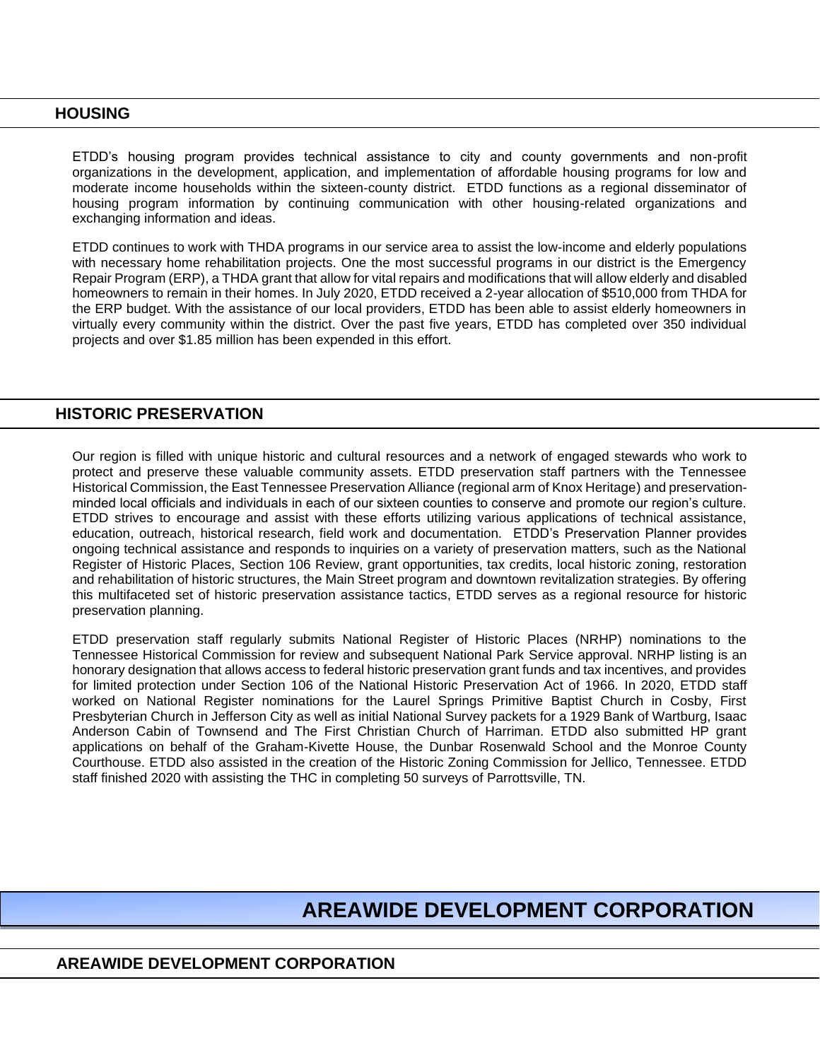## HOUSING

ETDD's housing program provides technical assistance to city and county governments and non-profit organizations in the development, application, and implementation of affordable housing programs for low and moderate income households within the sixteen-county district. ETDD functions as a regional disseminator of housing program information by continuing communication with other housing-related organizations and exchanging information and ideas.

ETDD continues to work with THDA programs in our service area to assist the low-income and elderly populations with necessary home rehabilitation projects. One the most successful programs in our district is the Emergency Repair Program (ERP), a THDA grant that allow for vital repairs and modifications that will allow elderly and disabled homeowners to remain in their homes. In July 2020, ETDD received a 2-year allocation of $510,000 from THDA for the ERP budget. With the assistance of our local providers, ETDD has been able to assist elderly homeowners in virtually every community within the district. Over the past five years, ETDD has completed over 350 individual projects and over $1.85 million has been expended in this effort.

## HISTORIC PRESERVATION

Our region is filled with unique historic and cultural resources and a network of engaged stewards who work to protect and preserve these valuable community assets. ETDD preservation staff partners with the Tennessee Historical Commission, the East Tennessee Preservation Alliance (regional arm of Knox Heritage) and preservation-minded local officials and individuals in each of our sixteen counties to conserve and promote our region's culture. ETDD strives to encourage and assist with these efforts utilizing various applications of technical assistance, education, outreach, historical research, field work and documentation. ETDD's Preservation Planner provides ongoing technical assistance and responds to inquiries on a variety of preservation matters, such as the National Register of Historic Places, Section 106 Review, grant opportunities, tax credits, local historic zoning, restoration and rehabilitation of historic structures, the Main Street program and downtown revitalization strategies. By offering this multifaceted set of historic preservation assistance tactics, ETDD serves as a regional resource for historic preservation planning.

ETDD preservation staff regularly submits National Register of Historic Places (NRHP) nominations to the Tennessee Historical Commission for review and subsequent National Park Service approval. NRHP listing is an honorary designation that allows access to federal historic preservation grant funds and tax incentives, and provides for limited protection under Section 106 of the National Historic Preservation Act of 1966. In 2020, ETDD staff worked on National Register nominations for the Laurel Springs Primitive Baptist Church in Cosby, First Presbyterian Church in Jefferson City as well as initial National Survey packets for a 1929 Bank of Wartburg, Isaac Anderson Cabin of Townsend and The First Christian Church of Harriman. ETDD also submitted HP grant applications on behalf of the Graham-Kivette House, the Dunbar Rosenwald School and the Monroe County Courthouse. ETDD also assisted in the creation of the Historic Zoning Commission for Jellico, Tennessee. ETDD staff finished 2020 with assisting the THC in completing 50 surveys of Parrottsville, TN.

# AREAWIDE DEVELOPMENT CORPORATION

## AREAWIDE DEVELOPMENT CORPORATION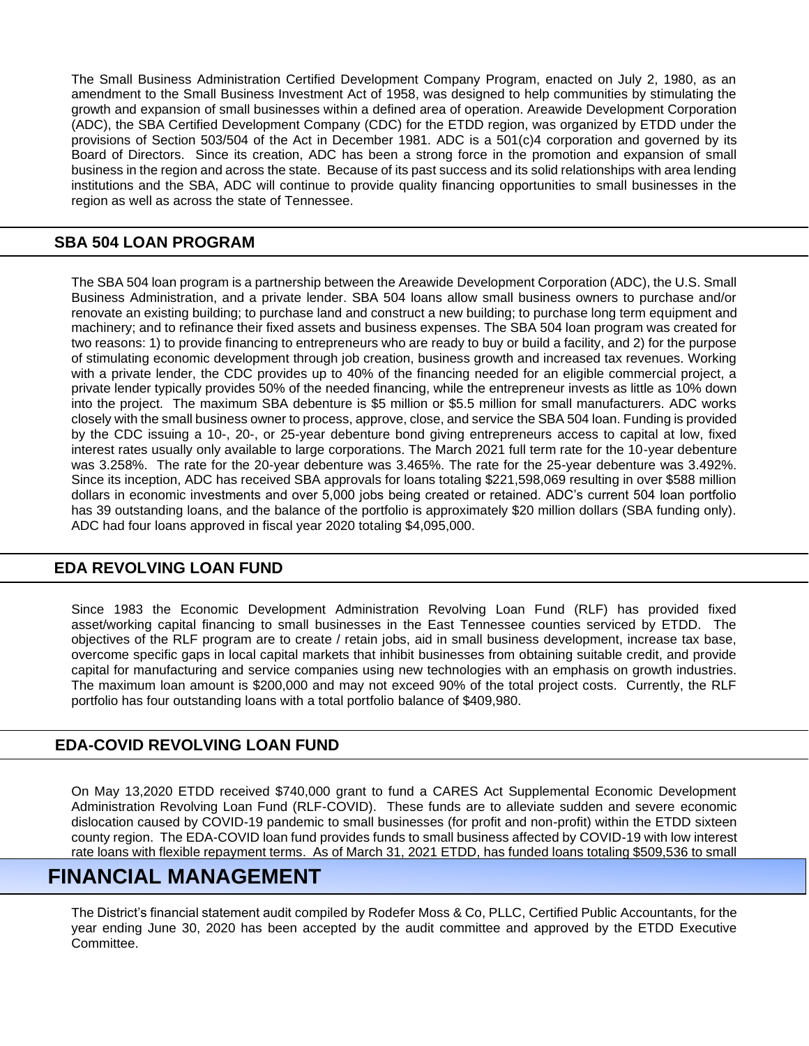The Small Business Administration Certified Development Company Program, enacted on July 2, 1980, as an amendment to the Small Business Investment Act of 1958, was designed to help communities by stimulating the growth and expansion of small businesses within a defined area of operation. Areawide Development Corporation (ADC), the SBA Certified Development Company (CDC) for the ETDD region, was organized by ETDD under the provisions of Section 503/504 of the Act in December 1981. ADC is a 501(c)4 corporation and governed by its Board of Directors. Since its creation, ADC has been a strong force in the promotion and expansion of small business in the region and across the state. Because of its past success and its solid relationships with area lending institutions and the SBA, ADC will continue to provide quality financing opportunities to small businesses in the region as well as across the state of Tennessee.

## SBA 504 LOAN PROGRAM

The SBA 504 loan program is a partnership between the Areawide Development Corporation (ADC), the U.S. Small Business Administration, and a private lender. SBA 504 loans allow small business owners to purchase and/or renovate an existing building; to purchase land and construct a new building; to purchase long term equipment and machinery; and to refinance their fixed assets and business expenses. The SBA 504 loan program was created for two reasons: 1) to provide financing to entrepreneurs who are ready to buy or build a facility, and 2) for the purpose of stimulating economic development through job creation, business growth and increased tax revenues. Working with a private lender, the CDC provides up to 40% of the financing needed for an eligible commercial project, a private lender typically provides 50% of the needed financing, while the entrepreneur invests as little as 10% down into the project. The maximum SBA debenture is $5 million or $5.5 million for small manufacturers. ADC works closely with the small business owner to process, approve, close, and service the SBA 504 loan. Funding is provided by the CDC issuing a 10-, 20-, or 25-year debenture bond giving entrepreneurs access to capital at low, fixed interest rates usually only available to large corporations. The March 2021 full term rate for the 10-year debenture was 3.258%. The rate for the 20-year debenture was 3.465%. The rate for the 25-year debenture was 3.492%. Since its inception, ADC has received SBA approvals for loans totaling $221,598,069 resulting in over $588 million dollars in economic investments and over 5,000 jobs being created or retained. ADC's current 504 loan portfolio has 39 outstanding loans, and the balance of the portfolio is approximately $20 million dollars (SBA funding only). ADC had four loans approved in fiscal year 2020 totaling $4,095,000.

## EDA REVOLVING LOAN FUND

Since 1983 the Economic Development Administration Revolving Loan Fund (RLF) has provided fixed asset/working capital financing to small businesses in the East Tennessee counties serviced by ETDD. The objectives of the RLF program are to create / retain jobs, aid in small business development, increase tax base, overcome specific gaps in local capital markets that inhibit businesses from obtaining suitable credit, and provide capital for manufacturing and service companies using new technologies with an emphasis on growth industries. The maximum loan amount is $200,000 and may not exceed 90% of the total project costs. Currently, the RLF portfolio has four outstanding loans with a total portfolio balance of $409,980.

## EDA-COVID REVOLVING LOAN FUND

On May 13,2020 ETDD received $740,000 grant to fund a CARES Act Supplemental Economic Development Administration Revolving Loan Fund (RLF-COVID). These funds are to alleviate sudden and severe economic dislocation caused by COVID-19 pandemic to small businesses (for profit and non-profit) within the ETDD sixteen county region. The EDA-COVID loan fund provides funds to small business affected by COVID-19 with low interest rate loans with flexible repayment terms. As of March 31, 2021 ETDD, has funded loans totaling $509,536 to small

# FINANCIAL MANAGEMENT

The District's financial statement audit compiled by Rodefer Moss & Co, PLLC, Certified Public Accountants, for the year ending June 30, 2020 has been accepted by the audit committee and approved by the ETDD Executive Committee.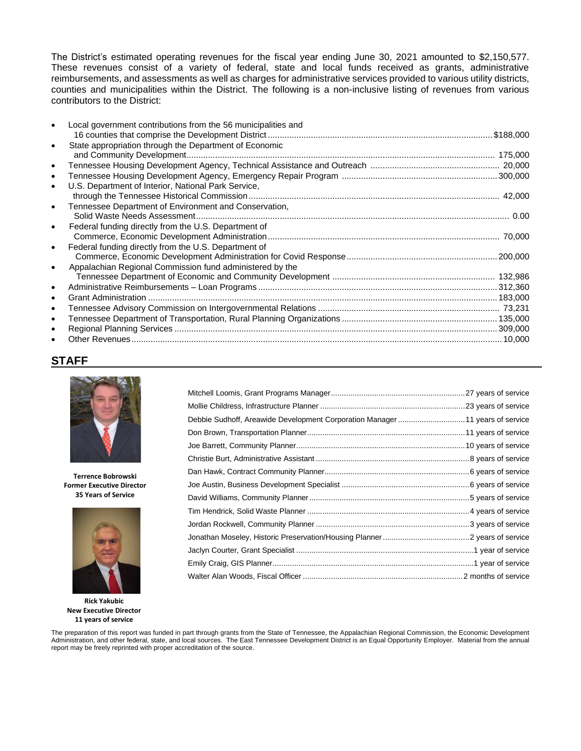The District's estimated operating revenues for the fiscal year ending June 30, 2021 amounted to $2,150,577. These revenues consist of a variety of federal, state and local funds received as grants, administrative reimbursements, and assessments as well as charges for administrative services provided to various utility districts, counties and municipalities within the District. The following is a non-inclusive listing of revenues from various contributors to the District:

- Local government contributions from the 56 municipalities and 16 counties that comprise the Development District ..... $188,000
- State appropriation through the Department of Economic and Community Development ..... 175,000
- Tennessee Housing Development Agency, Technical Assistance and Outreach ..... 20,000
- Tennessee Housing Development Agency, Emergency Repair Program ..... 300,000
- U.S. Department of Interior, National Park Service, through the Tennessee Historical Commission ..... 42,000
- Tennessee Department of Environment and Conservation, Solid Waste Needs Assessment ..... 0.00
- Federal funding directly from the U.S. Department of Commerce, Economic Development Administration ..... 70,000
- Federal funding directly from the U.S. Department of Commerce, Economic Development Administration for Covid Response ..... 200,000
- Appalachian Regional Commission fund administered by the Tennessee Department of Economic and Community Development ..... 132,986
- Administrative Reimbursements – Loan Programs ..... 312,360
- Grant Administration ..... 183,000
- Tennessee Advisory Commission on Intergovernmental Relations ..... 73,231
- Tennessee Department of Transportation, Rural Planning Organizations ..... 135,000
- Regional Planning Services ..... 309,000
- Other Revenues ..... 10,000

## STAFF

**Terrence Bobrowski**
**Former Executive Director**
**35 Years of Service**

**Rick Yakubic**
**New Executive Director**
**11 years of service**

- Mitchell Loomis, Grant Programs Manager ..... 27 years of service
- Mollie Childress, Infrastructure Planner ..... 23 years of service
- Debbie Sudhoff, Areawide Development Corporation Manager ..... 11 years of service
- Don Brown, Transportation Planner ..... 11 years of service
- Joe Barrett, Community Planner ..... 10 years of service
- Christie Burt, Administrative Assistant ..... 8 years of service
- Dan Hawk, Contract Community Planner ..... 6 years of service
- Joe Austin, Business Development Specialist ..... 6 years of service
- David Williams, Community Planner ..... 5 years of service
- Tim Hendrick, Solid Waste Planner ..... 4 years of service
- Jordan Rockwell, Community Planner ..... 3 years of service
- Jonathan Moseley, Historic Preservation/Housing Planner ..... 2 years of service
- Jaclyn Courter, Grant Specialist ..... 1 year of service
- Emily Craig, GIS Planner ..... 1 year of service
- Walter Alan Woods, Fiscal Officer ..... 2 months of service

The preparation of this report was funded in part through grants from the State of Tennessee, the Appalachian Regional Commission, the Economic Development Administration, and other federal, state, and local sources. The East Tennessee Development District is an Equal Opportunity Employer. Material from the annual report may be freely reprinted with proper accreditation of the source.